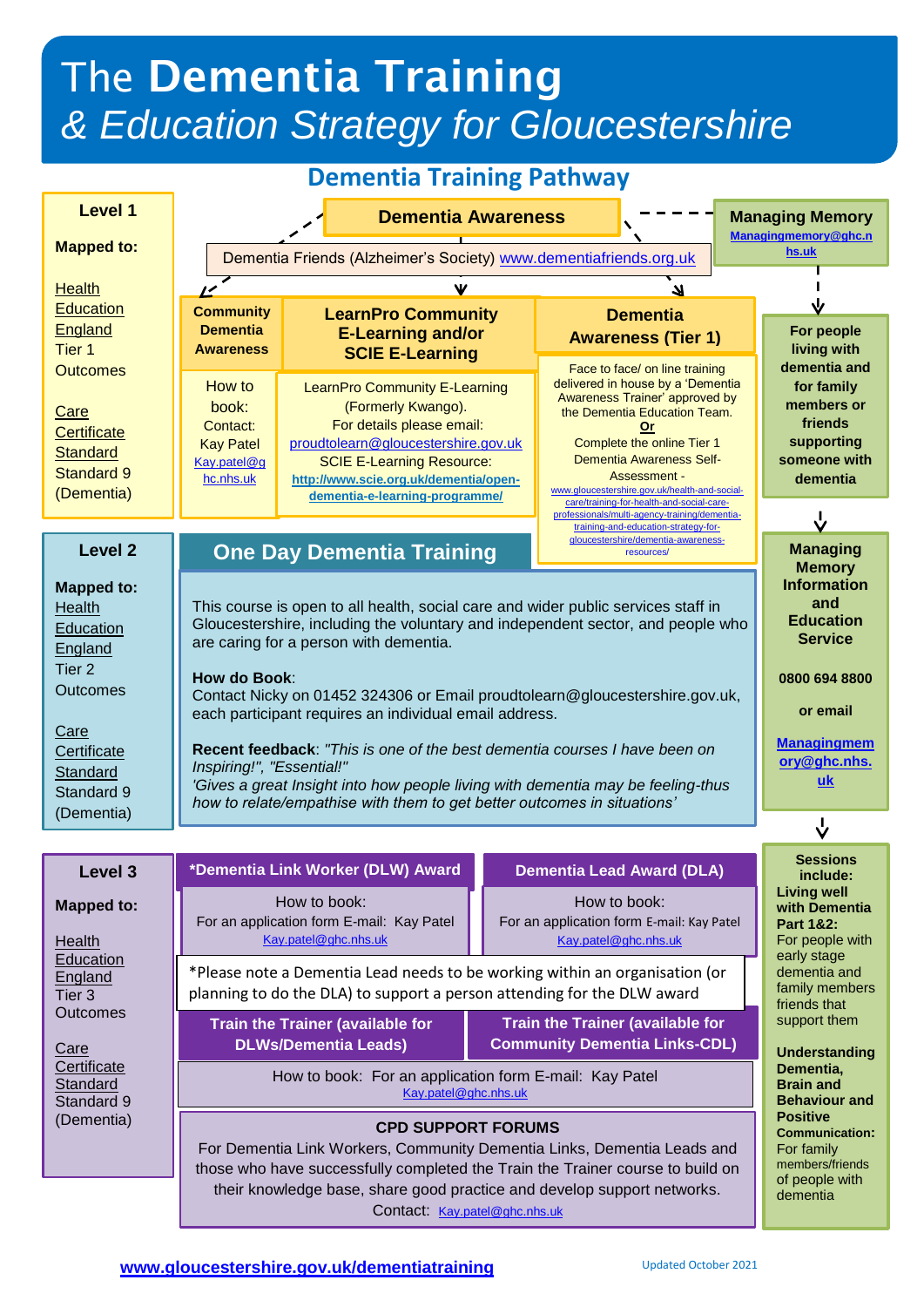# The Dementia Training & Education Strategy for Gloucestershire

## Dementia Training Pathway

### Level 1

**Mapped to:**

Health Education England Tier 1 Outcomes

Care Certificate Standard Standard 9 (Dementia)

### Dementia Awareness

Dementia Friends (Alzheimer's Society) www.dementiafriends.org.uk

#### Community Dementia Awareness

How to book:
Contact:
Kay Patel
Kay.patel@ghc.nhs.uk

#### LearnPro Community E-Learning and/or SCIE E-Learning

LearnPro Community E-Learning (Formerly Kwango).
For details please email:
proudtolearn@gloucestershire.gov.uk
SCIE E-Learning Resource:
**http://www.scie.org.uk/dementia/open-dementia-e-learning-programme/**

#### Dementia Awareness (Tier 1)

Face to face/ on line training delivered in house by a 'Dementia Awareness Trainer' approved by the Dementia Education Team.
**Or**
Complete the online Tier 1 Dementia Awareness Self-Assessment -
www.gloucestershire.gov.uk/health-and-social-care/training-for-health-and-social-care-professionals/multi-agency-training/dementia-training-and-education-strategy-for-gloucestershire/dementia-awareness-resources/

### Level 2

**Mapped to:**
Health Education England Tier 2 Outcomes

Care Certificate Standard Standard 9 (Dementia)

### One Day Dementia Training

This course is open to all health, social care and wider public services staff in Gloucestershire, including the voluntary and independent sector, and people who are caring for a person with dementia.

**How do Book**:
Contact Nicky on 01452 324306 or Email proudtolearn@gloucestershire.gov.uk, each participant requires an individual email address.

**Recent feedback**: *"This is one of the best dementia courses I have been on Inspiring!", "Essential!"*
*'Gives a great Insight into how people living with dementia may be feeling-thus how to relate/empathise with them to get better outcomes in situations'*

### Level 3

**Mapped to:**

Health Education England Tier 3 Outcomes

Care Certificate Standard Standard 9 (Dementia)

#### *Dementia Link Worker (DLW) Award

How to book:
For an application form E-mail: Kay Patel
Kay.patel@ghc.nhs.uk

#### Dementia Lead Award (DLA)

How to book:
For an application form E-mail: Kay Patel
Kay.patel@ghc.nhs.uk

*Please note a Dementia Lead needs to be working within an organisation (or planning to do the DLA) to support a person attending for the DLW award

#### Train the Trainer (available for DLWs/Dementia Leads)

#### Train the Trainer (available for Community Dementia Links-CDL)

How to book: For an application form E-mail: Kay Patel
Kay.patel@ghc.nhs.uk

#### CPD SUPPORT FORUMS

For Dementia Link Workers, Community Dementia Links, Dementia Leads and those who have successfully completed the Train the Trainer course to build on their knowledge base, share good practice and develop support networks.
Contact: Kay.patel@ghc.nhs.uk

### Managing Memory

**Managingmemory@ghc.nhs.uk**

**For people living with dementia and for family members or friends supporting someone with dementia**

**Managing Memory Information and Education Service**

**0800 694 8800**

**or email**

**Managingmemory@ghc.nhs.uk**

**Sessions include:**

**Living well with Dementia Part 1&2:**
For people with early stage dementia and family members friends that support them

**Understanding Dementia, Brain and Behaviour and Positive Communication:**
For family members/friends of people with dementia

**www.gloucestershire.gov.uk/dementiatraining**

Updated October 2021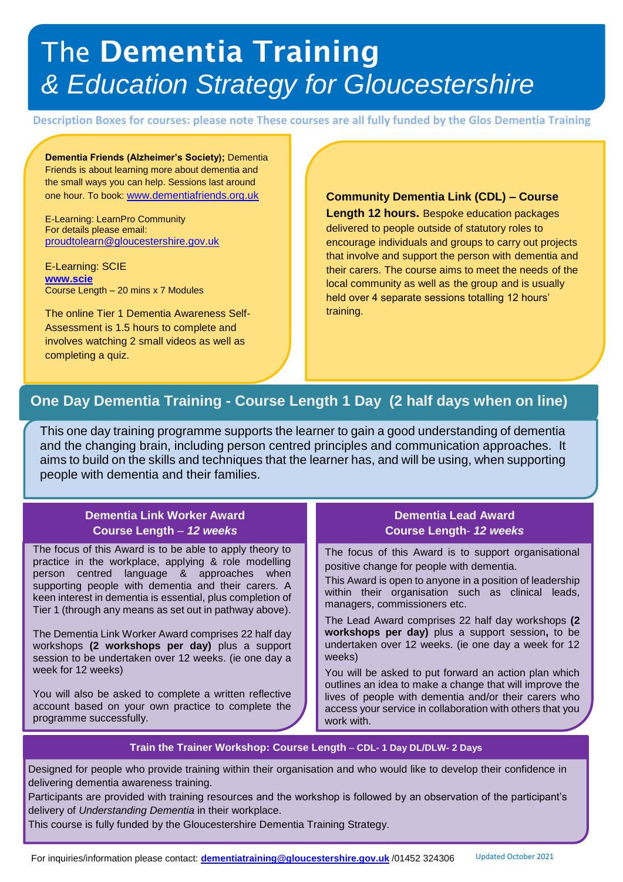# The **Dementia Training** *& Education Strategy for Gloucestershire*

**Description Boxes for courses: please note These courses are all fully funded by the Glos Dementia Training**

**Dementia Friends (Alzheimer's Society);** Dementia Friends is about learning more about dementia and the small ways you can help. Sessions last around one hour. To book: www.dementiafriends.org.uk

E-Learning: LearnPro Community
For details please email:
proudtolearn@gloucestershire.gov.uk

E-Learning: SCIE
**www.scie**
Course Length – 20 mins x 7 Modules

The online Tier 1 Dementia Awareness Self-Assessment is 1.5 hours to complete and involves watching 2 small videos as well as completing a quiz.

**Community Dementia Link (CDL) – Course Length 12 hours.** Bespoke education packages delivered to people outside of statutory roles to encourage individuals and groups to carry out projects that involve and support the person with dementia and their carers. The course aims to meet the needs of the local community as well as the group and is usually held over 4 separate sessions totalling 12 hours' training.

## One Day Dementia Training - Course Length 1 Day (2 half days when on line)

This one day training programme supports the learner to gain a good understanding of dementia and the changing brain, including person centred principles and communication approaches. It aims to build on the skills and techniques that the learner has, and will be using, when supporting people with dementia and their families.

### Dementia Link Worker Award
### Course Length – *12 weeks*

The focus of this Award is to be able to apply theory to practice in the workplace, applying & role modelling person centred language & approaches when supporting people with dementia and their carers. A keen interest in dementia is essential, plus completion of Tier 1 (through any means as set out in pathway above).

The Dementia Link Worker Award comprises 22 half day workshops **(2 workshops per day)** plus a support session to be undertaken over 12 weeks. (ie one day a week for 12 weeks)

You will also be asked to complete a written reflective account based on your own practice to complete the programme successfully.

### Dementia Lead Award
### Course Length- *12 weeks*

The focus of this Award is to support organisational positive change for people with dementia.

This Award is open to anyone in a position of leadership within their organisation such as clinical leads, managers, commissioners etc.

The Lead Award comprises 22 half day workshops **(2 workshops per day)** plus a support session**,** to be undertaken over 12 weeks. (ie one day a week for 12 weeks)

You will be asked to put forward an action plan which outlines an idea to make a change that will improve the lives of people with dementia and/or their carers who access your service in collaboration with others that you work with.

### Train the Trainer Workshop: Course Length – CDL- 1 Day DL/DLW- 2 Days

Designed for people who provide training within their organisation and who would like to develop their confidence in delivering dementia awareness training.

Participants are provided with training resources and the workshop is followed by an observation of the participant's delivery of *Understanding Dementia* in their workplace.

This course is fully funded by the Gloucestershire Dementia Training Strategy.

For inquiries/information please contact: **dementiatraining@gloucestershire.gov.uk** /01452 324306

Updated October 2021